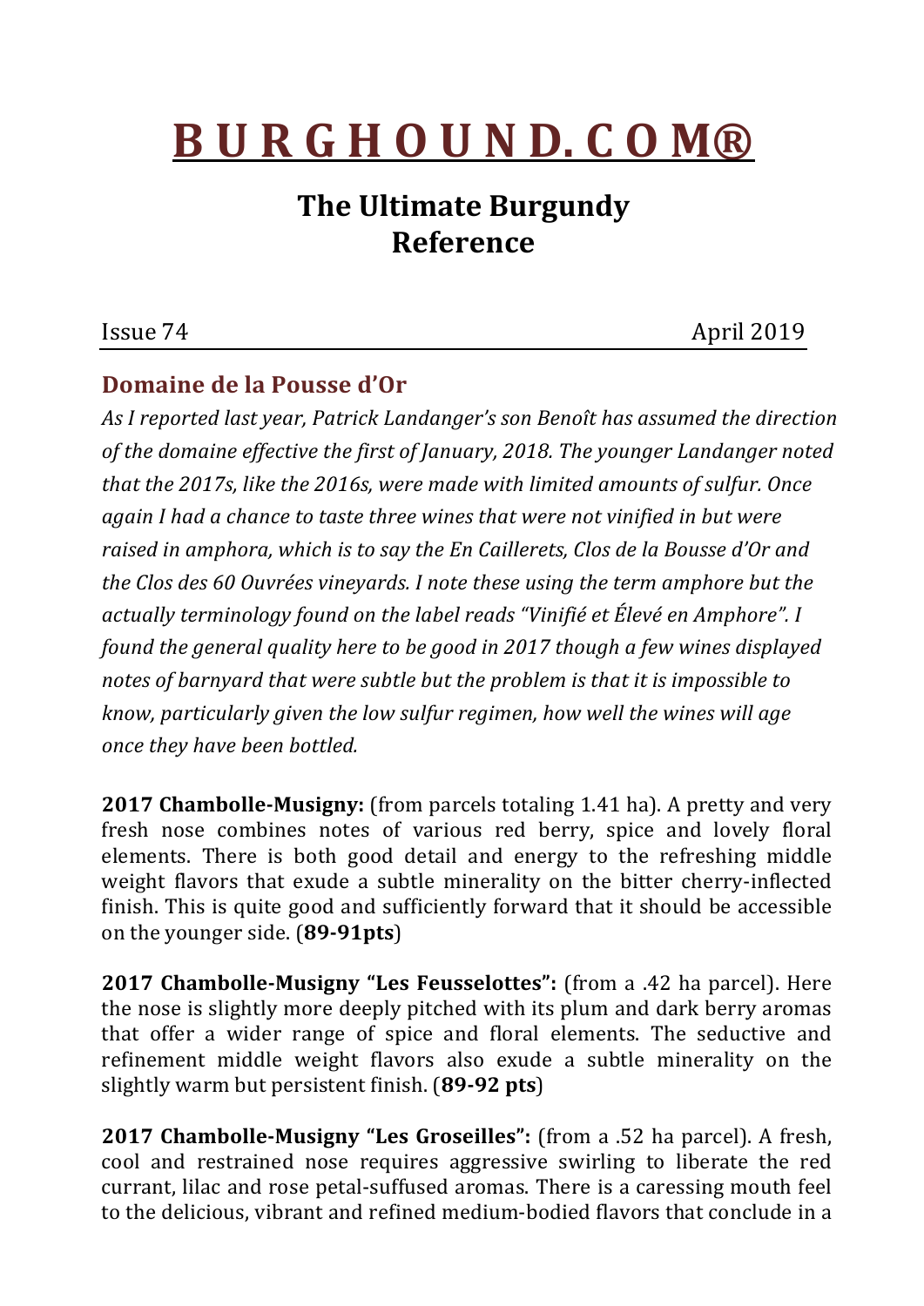# B U R G H O U N D. C O M®

## The Ultimate Burgundy Reference

Issue 74 April 2019

### Domaine de la Pousse d'Or

*As I reported last year, Patrick Landanger's son Benoît has assumed the direction of the domaine effective the first of January, 2018. The younger Landanger noted that the 2017s, like the 2016s, were made with limited amounts of sulfur. Once again I had a chance to taste three wines that were not vinified in but were raised in amphora, which is to say the En Caillerets, Clos de la Bousse d'Or and the Clos des 60 Ouvrées vineyards. I note these using the term amphore but the actually terminology found on the label reads "Vinifié et Élevé en Amphore". I found the general quality here to be good in 2017 though a few wines displayed notes of barnyard that were subtle but the problem is that it is impossible to know, particularly given the low sulfur regimen, how well the wines will age once they have been bottled.*

**2017 Chambolle-Musigny:** (from parcels totaling 1.41 ha). A pretty and very fresh nose combines notes of various red berry, spice and lovely floral elements. There is both good detail and energy to the refreshing middle weight flavors that exude a subtle minerality on the bitter cherry-inflected finish. This is quite good and sufficiently forward that it should be accessible on the younger side. (**89-91pts**)

**2017 Chambolle-Musigny "Les Feusselottes":** (from a .42 ha parcel). Here the nose is slightly more deeply pitched with its plum and dark berry aromas that offer a wider range of spice and floral elements. The seductive and refinement middle weight flavors also exude a subtle minerality on the slightly warm but persistent finish. (**89-92 pts**)

**2017 Chambolle-Musigny "Les Groseilles":** (from a .52 ha parcel). A fresh, cool and restrained nose requires aggressive swirling to liberate the red currant, lilac and rose petal-suffused aromas. There is a caressing mouth feel to the delicious, vibrant and refined medium-bodied flavors that conclude in a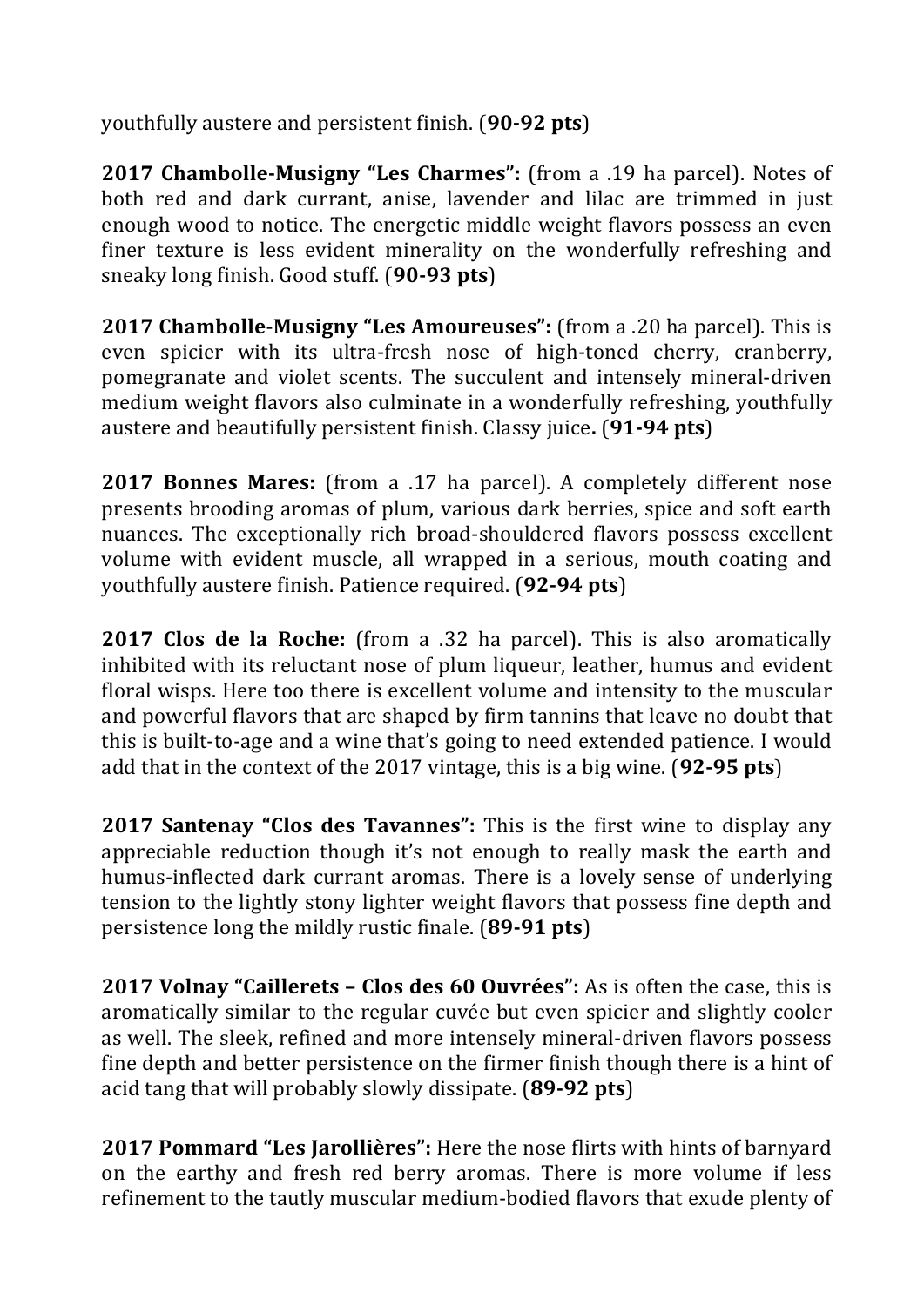youthfully austere and persistent finish. (**90-92 pts**)

**2017 Chambolle-Musigny "Les Charmes":** (from a .19 ha parcel). Notes of both red and dark currant, anise, lavender and lilac are trimmed in just enough wood to notice. The energetic middle weight flavors possess an even finer texture is less evident minerality on the wonderfully refreshing and sneaky long finish. Good stuff. (**90-93 pts**)

**2017 Chambolle-Musigny "Les Amoureuses":** (from a .20 ha parcel). This is even spicier with its ultra-fresh nose of high-toned cherry, cranberry, pomegranate and violet scents. The succulent and intensely mineral-driven medium weight flavors also culminate in a wonderfully refreshing, youthfully austere and beautifully persistent finish. Classy juice**.** (**91-94 pts**)

**2017 Bonnes Mares:** (from a .17 ha parcel). A completely different nose presents brooding aromas of plum, various dark berries, spice and soft earth nuances. The exceptionally rich broad-shouldered flavors possess excellent volume with evident muscle, all wrapped in a serious, mouth coating and youthfully austere finish. Patience required. (**92-94 pts**)

**2017 Clos de la Roche:** (from a .32 ha parcel). This is also aromatically inhibited with its reluctant nose of plum liqueur, leather, humus and evident floral wisps. Here too there is excellent volume and intensity to the muscular and powerful flavors that are shaped by firm tannins that leave no doubt that this is built-to-age and a wine that's going to need extended patience. I would add that in the context of the 2017 vintage, this is a big wine. (**92-95 pts**)

**2017 Santenay "Clos des Tavannes":** This is the first wine to display any appreciable reduction though it's not enough to really mask the earth and humus-inflected dark currant aromas. There is a lovely sense of underlying tension to the lightly stony lighter weight flavors that possess fine depth and persistence long the mildly rustic finale. (**89-91 pts**)

**2017 Volnay "Caillerets – Clos des 60 Ouvrées":** As is often the case, this is aromatically similar to the regular cuvée but even spicier and slightly cooler as well. The sleek, refined and more intensely mineral-driven flavors possess fine depth and better persistence on the firmer finish though there is a hint of acid tang that will probably slowly dissipate. (**89-92 pts**)

**2017 Pommard "Les Jarollières":** Here the nose flirts with hints of barnyard on the earthy and fresh red berry aromas. There is more volume if less refinement to the tautly muscular medium-bodied flavors that exude plenty of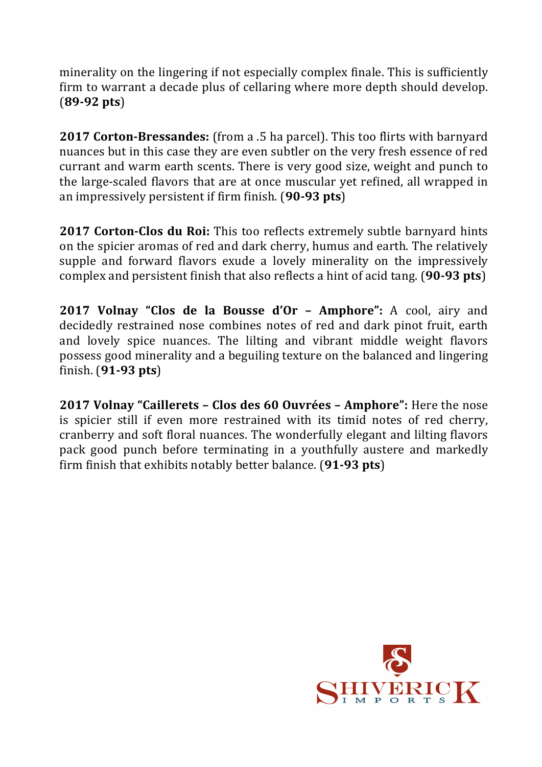minerality on the lingering if not especially complex finale. This is sufficiently firm to warrant a decade plus of cellaring where more depth should develop. (**89-92 pts**)

**2017 Corton-Bressandes:** (from a .5 ha parcel). This too flirts with barnyard nuances but in this case they are even subtler on the very fresh essence of red currant and warm earth scents. There is very good size, weight and punch to the large-scaled flavors that are at once muscular yet refined, all wrapped in an impressively persistent if firm finish. (**90-93 pts**)

**2017 Corton-Clos du Roi:** This too reflects extremely subtle barnyard hints on the spicier aromas of red and dark cherry, humus and earth. The relatively supple and forward flavors exude a lovely minerality on the impressively complex and persistent finish that also reflects a hint of acid tang. (**90-93 pts**)

**2017 Volnay "Clos de la Bousse d'Or – Amphore":** A cool, airy and decidedly restrained nose combines notes of red and dark pinot fruit, earth and lovely spice nuances. The lilting and vibrant middle weight flavors possess good minerality and a beguiling texture on the balanced and lingering finish. (**91-93 pts**)

**2017 Volnay "Caillerets – Clos des 60 Ouvrées – Amphore":** Here the nose is spicier still if even more restrained with its timid notes of red cherry, cranberry and soft floral nuances. The wonderfully elegant and lilting flavors pack good punch before terminating in a youthfully austere and markedly firm finish that exhibits notably better balance. (**91-93 pts**)